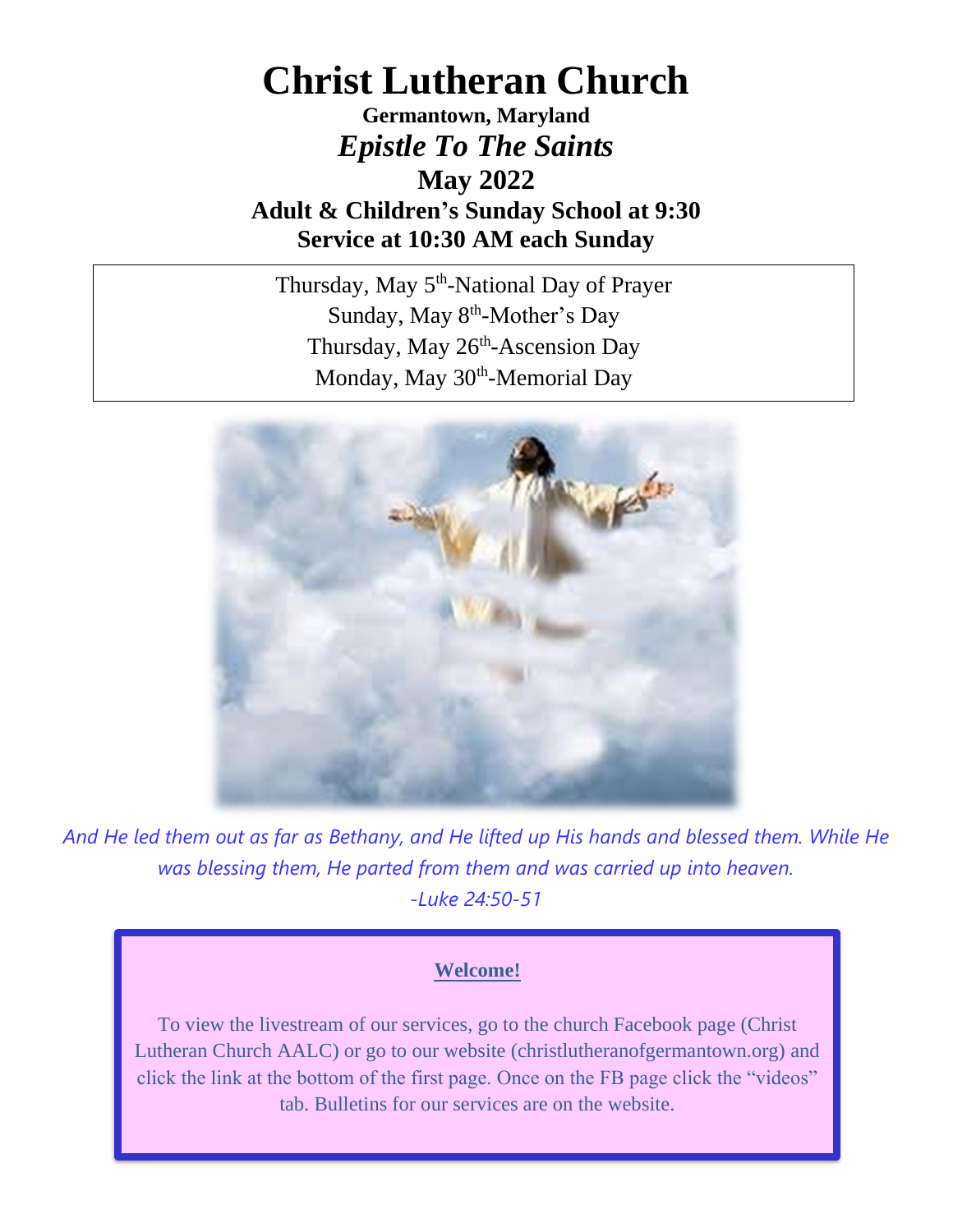# Christ Lutheran Church

**Germantown, Maryland**

***Epistle To The Saints***

**May 2022**

**Adult & Children's Sunday School at 9:30**

**Service at 10:30 AM each Sunday**

Thursday, May 5th-National Day of Prayer
Sunday, May 8th-Mother's Day
Thursday, May 26th-Ascension Day
Monday, May 30th-Memorial Day

*And He led them out as far as Bethany, and He lifted up His hands and blessed them. While He was blessing them, He parted from them and was carried up into heaven.*
*-Luke 24:50-51*

**Welcome!**

To view the livestream of our services, go to the church Facebook page (Christ Lutheran Church AALC) or go to our website (christlutheranofgermantown.org) and click the link at the bottom of the first page. Once on the FB page click the "videos" tab. Bulletins for our services are on the website.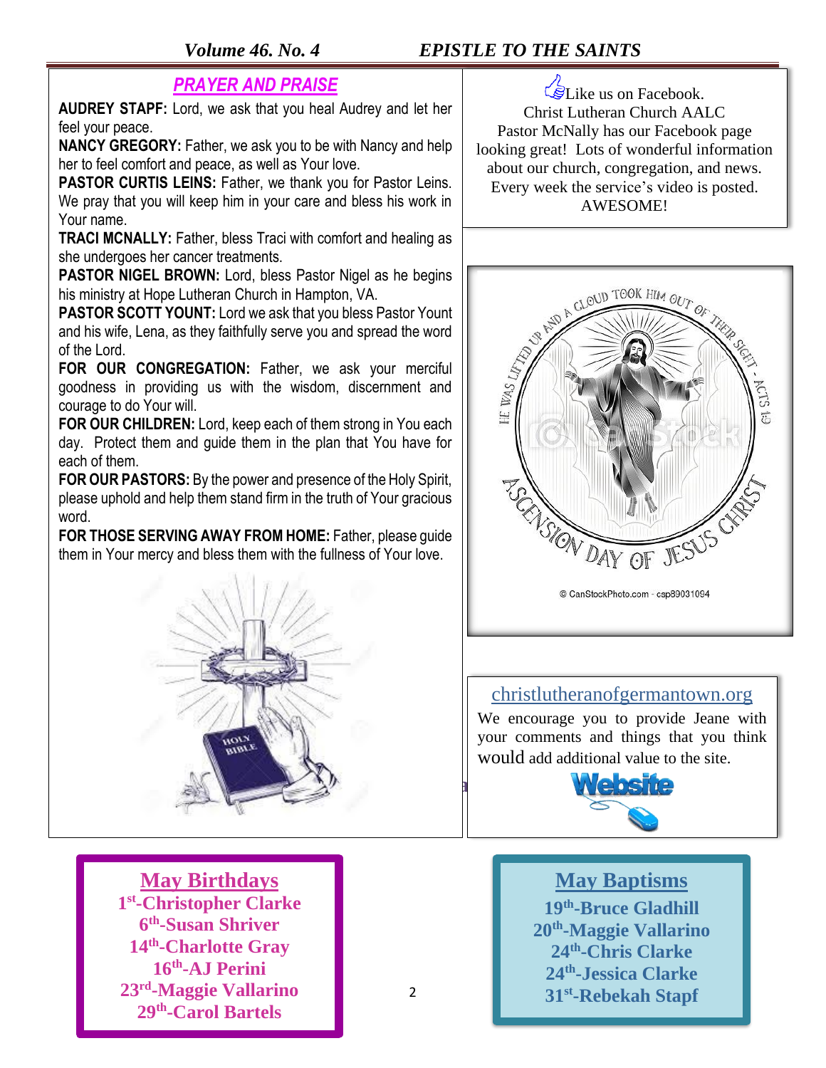## PRAYER AND PRAISE

**AUDREY STAPF:** Lord, we ask that you heal Audrey and let her feel your peace.

**NANCY GREGORY:** Father, we ask you to be with Nancy and help her to feel comfort and peace, as well as Your love.

**PASTOR CURTIS LEINS:** Father, we thank you for Pastor Leins. We pray that you will keep him in your care and bless his work in Your name.

**TRACI MCNALLY:** Father, bless Traci with comfort and healing as she undergoes her cancer treatments.

**PASTOR NIGEL BROWN:** Lord, bless Pastor Nigel as he begins his ministry at Hope Lutheran Church in Hampton, VA.

**PASTOR SCOTT YOUNT:** Lord we ask that you bless Pastor Yount and his wife, Lena, as they faithfully serve you and spread the word of the Lord.

**FOR OUR CONGREGATION:** Father, we ask your merciful goodness in providing us with the wisdom, discernment and courage to do Your will.

**FOR OUR CHILDREN:** Lord, keep each of them strong in You each day. Protect them and guide them in the plan that You have for each of them.

**FOR OUR PASTORS:** By the power and presence of the Holy Spirit, please uphold and help them stand firm in the truth of Your gracious word.

**FOR THOSE SERVING AWAY FROM HOME:** Father, please guide them in Your mercy and bless them with the fullness of Your love.

Like us on Facebook.
Christ Lutheran Church AALC
Pastor McNally has our Facebook page looking great! Lots of wonderful information about our church, congregation, and news. Every week the service's video is posted. AWESOME!

© CanStockPhoto.com - csp89031094

christlutheranofgermantown.org

We encourage you to provide Jeane with your comments and things that you think would add additional value to the site.

## May Birthdays

**1st-Christopher Clarke**
**6th-Susan Shriver**
**14th-Charlotte Gray**
**16th-AJ Perini**
**23rd-Maggie Vallarino**
**29th-Carol Bartels**

## May Baptisms

**19th-Bruce Gladhill**
**20th-Maggie Vallarino**
**24th-Chris Clarke**
**24th-Jessica Clarke**
**31st-Rebekah Stapf**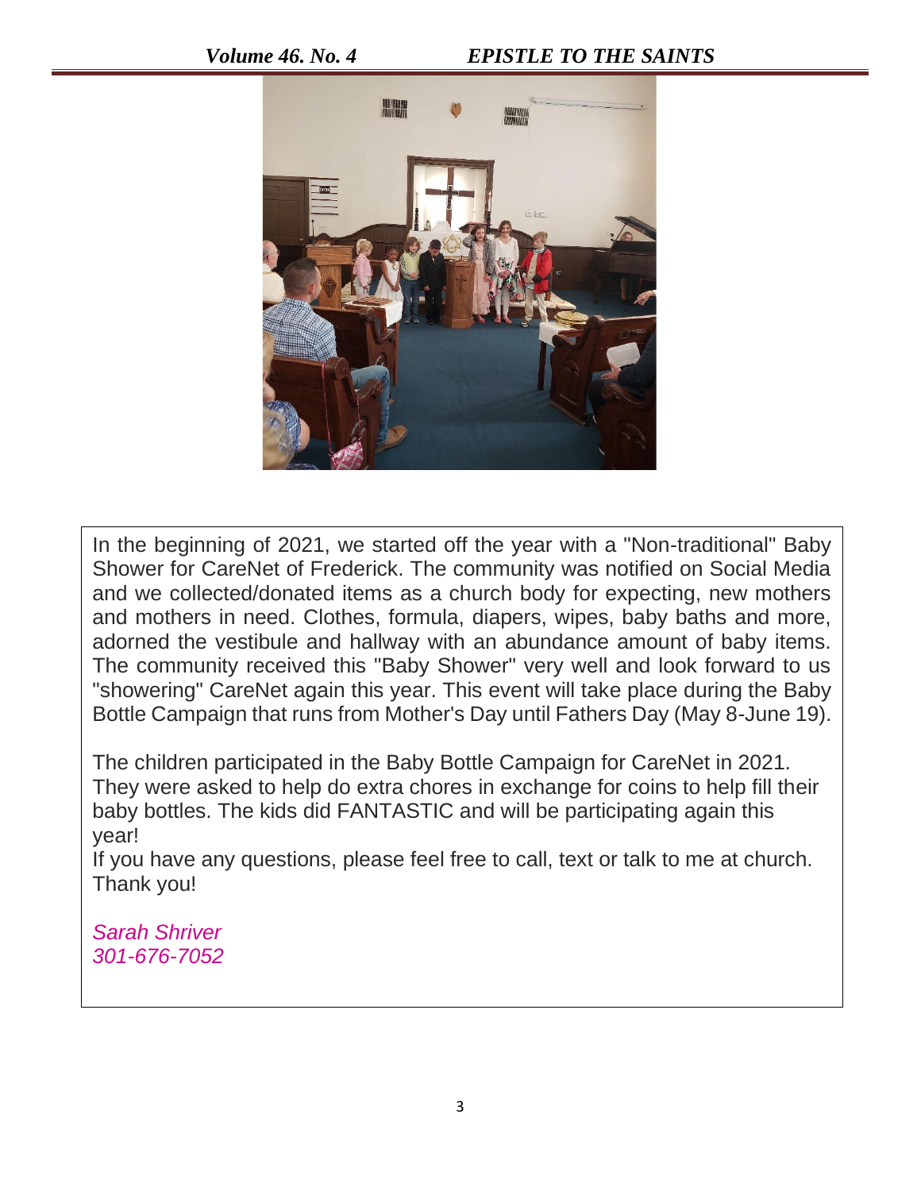In the beginning of 2021, we started off the year with a "Non-traditional" Baby Shower for CareNet of Frederick. The community was notified on Social Media and we collected/donated items as a church body for expecting, new mothers and mothers in need. Clothes, formula, diapers, wipes, baby baths and more, adorned the vestibule and hallway with an abundance amount of baby items. The community received this "Baby Shower" very well and look forward to us "showering" CareNet again this year. This event will take place during the Baby Bottle Campaign that runs from Mother's Day until Fathers Day (May 8-June 19).

The children participated in the Baby Bottle Campaign for CareNet in 2021. They were asked to help do extra chores in exchange for coins to help fill their baby bottles. The kids did FANTASTIC and will be participating again this year!

If you have any questions, please feel free to call, text or talk to me at church. Thank you!

*Sarah Shriver*
*301-676-7052*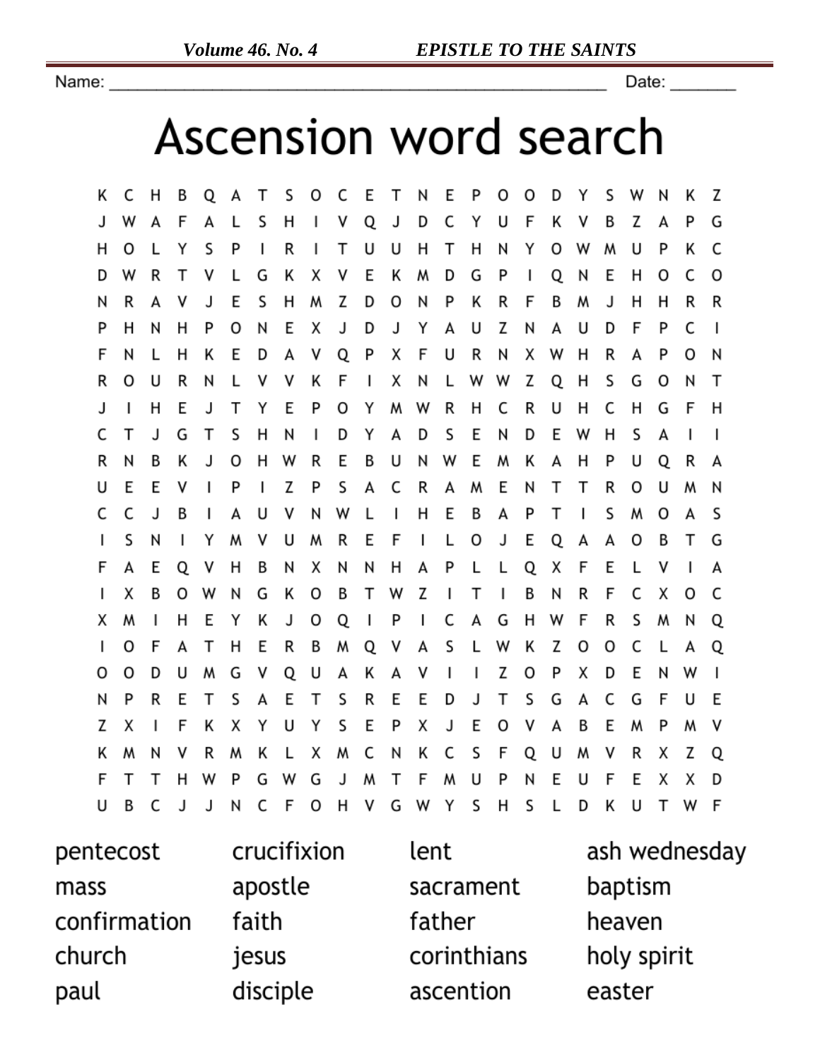Name: ______________________________________________ Date: _______

# Ascension word search

```
K C H B Q A T S O C E T N E P O O D Y S W N K Z
J W A F A L S H I V Q J D C Y U F K V B Z A P G
H O L Y S P I R I T U U H T H N Y O W M U P K C
D W R T V L G K X V E K M D G P I Q N E H O C O
N R A V J E S H M Z D O N P K R F B M J H H R R
P H N H P O N E X J D J Y A U Z N A U D F P C I
F N L H K E D A V Q P X F U R N X W H R A P O N
R O U R N L V V K F I X N L W W Z Q H S G O N T
J I H E J T Y E P O Y M W R H C R U H C H G F H
C T J G T S H N I D Y A D S E N D E W H S A I I
R N B K J O H W R E B U N W E M K A H P U Q R A
U E E V I P I Z P S A C R A M E N T T R O U M N
C C J B I A U V N W L I H E B A P T I S M O A S
I S N I Y M V U M R E F I L O J E Q A A O B T G
F A E Q V H B N X N N H A P L L Q X F E L V I A
I X B O W N G K O B T W Z I T I B N R F C X O C
X M I H E Y K J O Q I P I C A G H W F R S M N Q
I O F A T H E R B M Q V A S L W K Z O O C L A Q
O O D U M G V Q U A K A V I I Z O P X D E N W I
N P R E T S A E T S R E E D J T S G A C G F U E
Z X I F K X Y U Y S E P X J E O V A B E M P M V
K M N V R M K L X M C N K C S F Q U M V R X Z Q
F T T H W P G W G J M T F M U P N E U F E X X D
U B C J J N C F O H V G W Y S H S L D K U T W F
```

| | | | |
|---|---|---|---|
| pentecost | crucifixion | lent | ash wednesday |
| mass | apostle | sacrament | baptism |
| confirmation | faith | father | heaven |
| church | jesus | corinthians | holy spirit |
| paul | disciple | ascention | easter |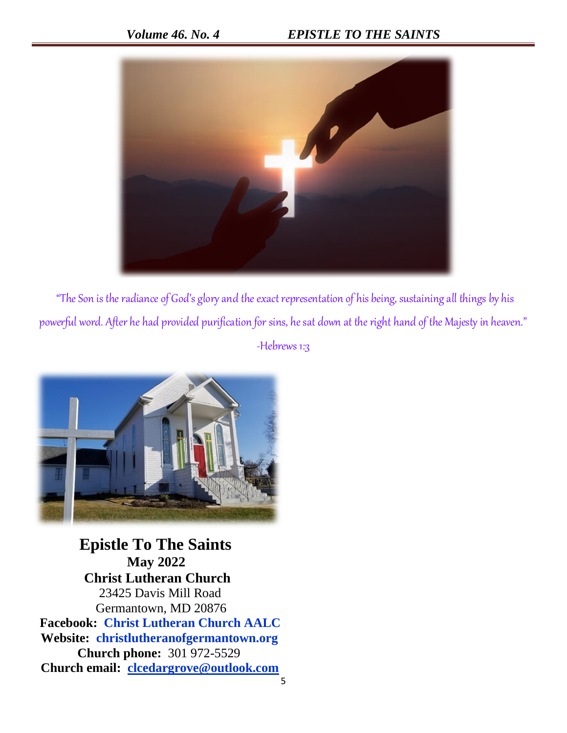“The Son is the radiance of God’s glory and the exact representation of his being, sustaining all things by his powerful word. After he had provided purification for sins, he sat down at the right hand of the Majesty in heaven.”

-Hebrews 1:3

**Epistle To The Saints**
**May 2022**
**Christ Lutheran Church**
23425 Davis Mill Road
Germantown, MD 20876
**Facebook: Christ Lutheran Church AALC**
**Website: christlutheranofgermantown.org**
**Church phone:** 301 972-5529
**Church email: clcedargrove@outlook.com**